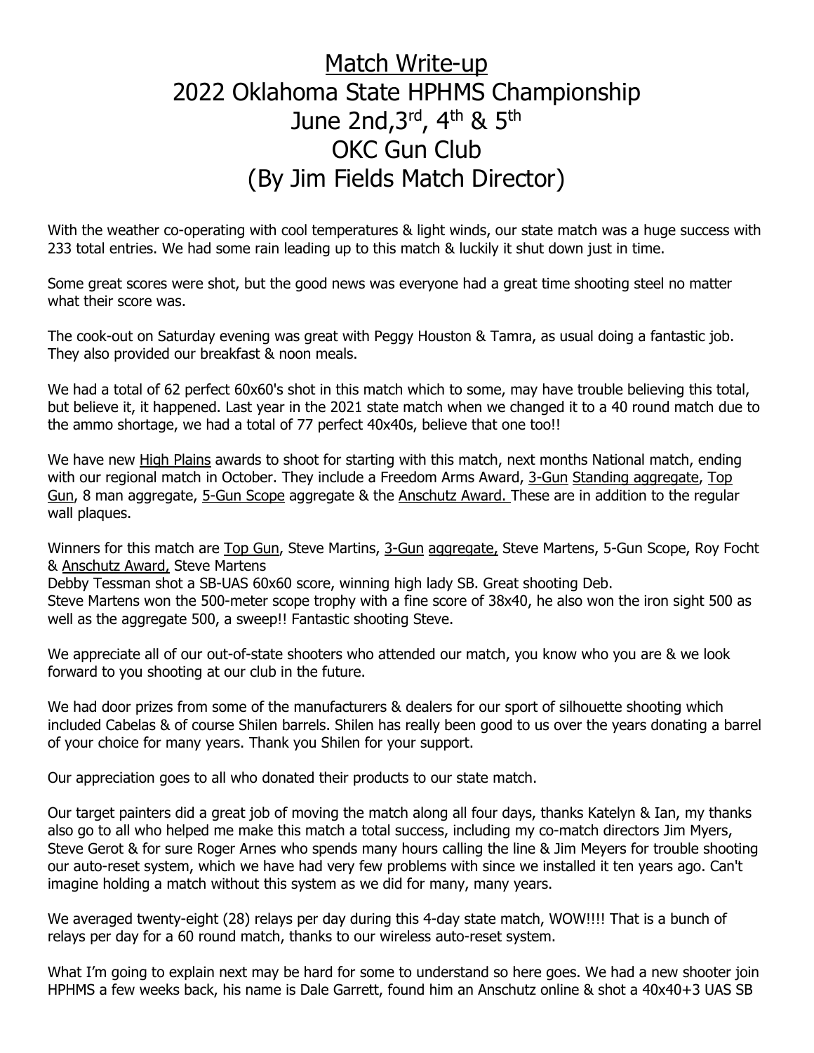# Match Write-up
# 2022 Oklahoma State HPHMS Championship
# June 2nd,3rd, 4th & 5th
# OKC Gun Club
# (By Jim Fields Match Director)

With the weather co-operating with cool temperatures & light winds, our state match was a huge success with 233 total entries. We had some rain leading up to this match & luckily it shut down just in time.

Some great scores were shot, but the good news was everyone had a great time shooting steel no matter what their score was.

The cook-out on Saturday evening was great with Peggy Houston & Tamra, as usual doing a fantastic job. They also provided our breakfast & noon meals.

We had a total of 62 perfect 60x60's shot in this match which to some, may have trouble believing this total, but believe it, it happened. Last year in the 2021 state match when we changed it to a 40 round match due to the ammo shortage, we had a total of 77 perfect 40x40s, believe that one too!!

We have new High Plains awards to shoot for starting with this match, next months National match, ending with our regional match in October. They include a Freedom Arms Award, 3-Gun Standing aggregate, Top Gun, 8 man aggregate, 5-Gun Scope aggregate & the Anschutz Award. These are in addition to the regular wall plaques.

Winners for this match are Top Gun, Steve Martins, 3-Gun aggregate, Steve Martens, 5-Gun Scope, Roy Focht & Anschutz Award, Steve Martens

Debby Tessman shot a SB-UAS 60x60 score, winning high lady SB. Great shooting Deb.

Steve Martens won the 500-meter scope trophy with a fine score of 38x40, he also won the iron sight 500 as well as the aggregate 500, a sweep!! Fantastic shooting Steve.

We appreciate all of our out-of-state shooters who attended our match, you know who you are & we look forward to you shooting at our club in the future.

We had door prizes from some of the manufacturers & dealers for our sport of silhouette shooting which included Cabelas & of course Shilen barrels. Shilen has really been good to us over the years donating a barrel of your choice for many years. Thank you Shilen for your support.

Our appreciation goes to all who donated their products to our state match.

Our target painters did a great job of moving the match along all four days, thanks Katelyn & Ian, my thanks also go to all who helped me make this match a total success, including my co-match directors Jim Myers, Steve Gerot & for sure Roger Arnes who spends many hours calling the line & Jim Meyers for trouble shooting our auto-reset system, which we have had very few problems with since we installed it ten years ago. Can't imagine holding a match without this system as we did for many, many years.

We averaged twenty-eight (28) relays per day during this 4-day state match, WOW!!!! That is a bunch of relays per day for a 60 round match, thanks to our wireless auto-reset system.

What I'm going to explain next may be hard for some to understand so here goes. We had a new shooter join HPHMS a few weeks back, his name is Dale Garrett, found him an Anschutz online & shot a 40x40+3 UAS SB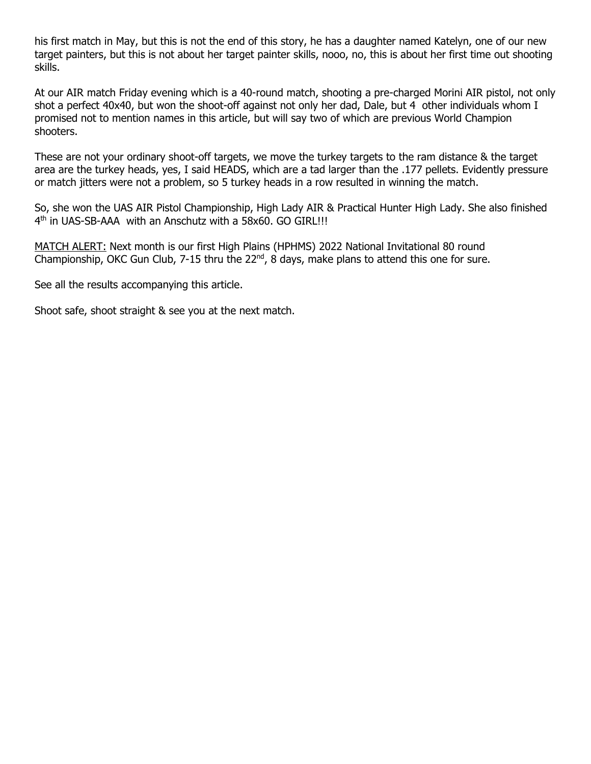his first match in May, but this is not the end of this story, he has a daughter named Katelyn, one of our new target painters, but this is not about her target painter skills, nooo, no, this is about her first time out shooting skills.

At our AIR match Friday evening which is a 40-round match, shooting a pre-charged Morini AIR pistol, not only shot a perfect 40x40, but won the shoot-off against not only her dad, Dale, but 4 other individuals whom I promised not to mention names in this article, but will say two of which are previous World Champion shooters.

These are not your ordinary shoot-off targets, we move the turkey targets to the ram distance & the target area are the turkey heads, yes, I said HEADS, which are a tad larger than the .177 pellets. Evidently pressure or match jitters were not a problem, so 5 turkey heads in a row resulted in winning the match.

So, she won the UAS AIR Pistol Championship, High Lady AIR & Practical Hunter High Lady. She also finished 4th in UAS-SB-AAA with an Anschutz with a 58x60. GO GIRL!!!

<u>MATCH ALERT:</u> Next month is our first High Plains (HPHMS) 2022 National Invitational 80 round Championship, OKC Gun Club, 7-15 thru the 22nd, 8 days, make plans to attend this one for sure.

See all the results accompanying this article.

Shoot safe, shoot straight & see you at the next match.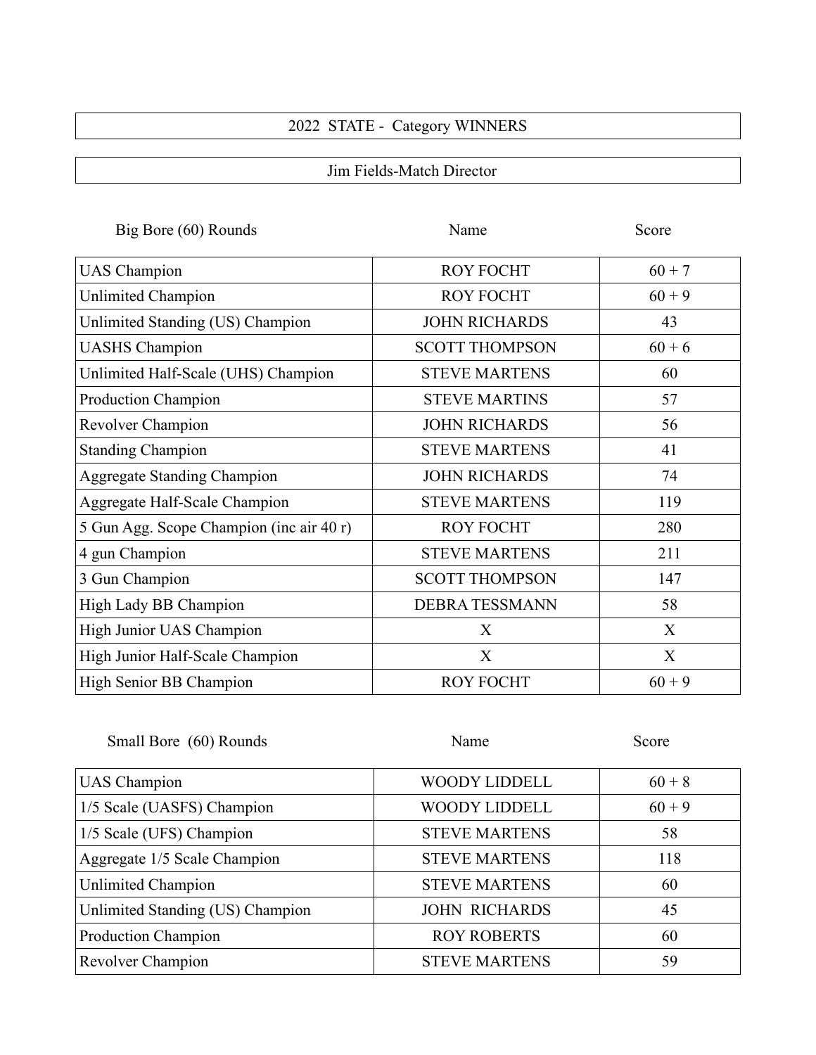# 2022 STATE - Category WINNERS

## Jim Fields-Match Director

| Big Bore (60) Rounds | Name | Score |
|---|---|---|
| UAS Champion | ROY FOCHT | 60 + 7 |
| Unlimited Champion | ROY FOCHT | 60 + 9 |
| Unlimited Standing (US) Champion | JOHN RICHARDS | 43 |
| UASHS Champion | SCOTT THOMPSON | 60 + 6 |
| Unlimited Half-Scale (UHS) Champion | STEVE MARTENS | 60 |
| Production Champion | STEVE MARTINS | 57 |
| Revolver Champion | JOHN RICHARDS | 56 |
| Standing Champion | STEVE MARTENS | 41 |
| Aggregate Standing Champion | JOHN RICHARDS | 74 |
| Aggregate Half-Scale Champion | STEVE MARTENS | 119 |
| 5 Gun Agg. Scope Champion (inc air 40 r) | ROY FOCHT | 280 |
| 4 gun Champion | STEVE MARTENS | 211 |
| 3 Gun Champion | SCOTT THOMPSON | 147 |
| High Lady BB Champion | DEBRA TESSMANN | 58 |
| High Junior UAS Champion | X | X |
| High Junior Half-Scale Champion | X | X |
| High Senior BB Champion | ROY FOCHT | 60 + 9 |

| Small Bore (60) Rounds | Name | Score |
|---|---|---|
| UAS Champion | WOODY LIDDELL | 60 + 8 |
| 1/5 Scale (UASFS) Champion | WOODY LIDDELL | 60 + 9 |
| 1/5 Scale (UFS) Champion | STEVE MARTENS | 58 |
| Aggregate 1/5 Scale Champion | STEVE MARTENS | 118 |
| Unlimited Champion | STEVE MARTENS | 60 |
| Unlimited Standing (US) Champion | JOHN RICHARDS | 45 |
| Production Champion | ROY ROBERTS | 60 |
| Revolver Champion | STEVE MARTENS | 59 |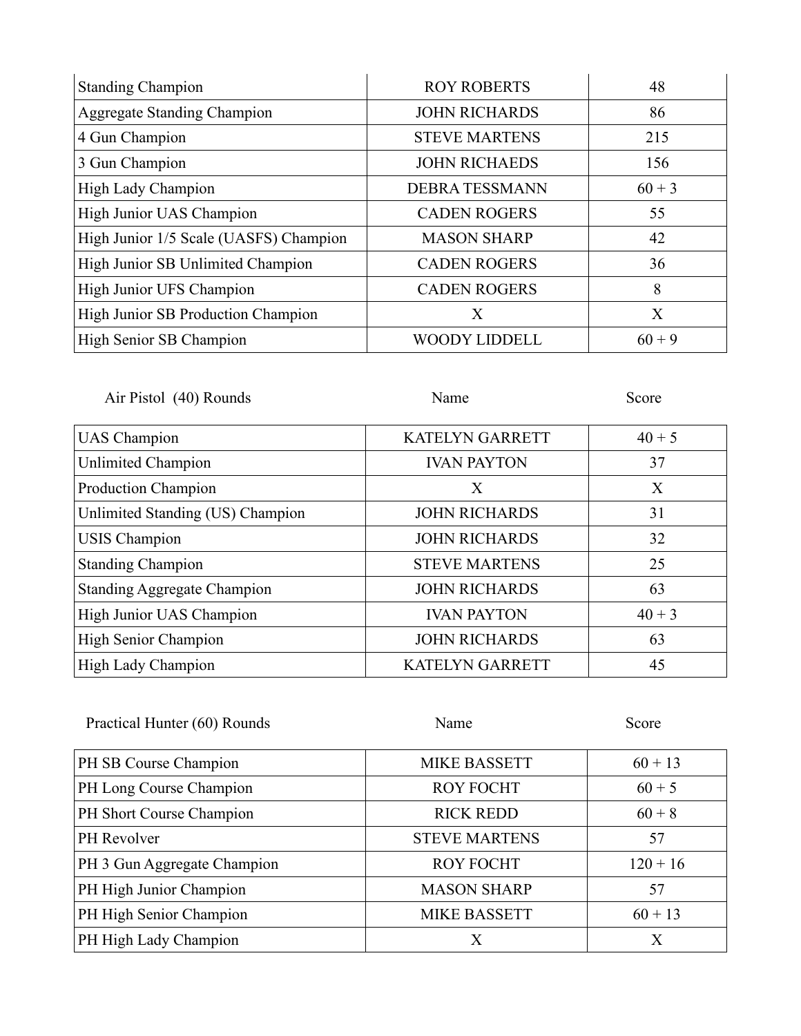| Standing Champion | ROY ROBERTS | 48 |
|---|---|---|
| Aggregate Standing Champion | JOHN RICHARDS | 86 |
| 4 Gun Champion | STEVE MARTENS | 215 |
| 3 Gun Champion | JOHN RICHAEDS | 156 |
| High Lady Champion | DEBRA TESSMANN | 60 + 3 |
| High Junior UAS Champion | CADEN ROGERS | 55 |
| High Junior 1/5 Scale (UASFS) Champion | MASON SHARP | 42 |
| High Junior SB Unlimited Champion | CADEN ROGERS | 36 |
| High Junior UFS Champion | CADEN ROGERS | 8 |
| High Junior SB Production Champion | X | X |
| High Senior SB Champion | WOODY LIDDELL | 60 + 9 |

| Air Pistol (40) Rounds | Name | Score |
|---|---|---|
| UAS Champion | KATELYN GARRETT | 40 + 5 |
| Unlimited Champion | IVAN PAYTON | 37 |
| Production Champion | X | X |
| Unlimited Standing (US) Champion | JOHN RICHARDS | 31 |
| USIS Champion | JOHN RICHARDS | 32 |
| Standing Champion | STEVE MARTENS | 25 |
| Standing Aggregate Champion | JOHN RICHARDS | 63 |
| High Junior UAS Champion | IVAN PAYTON | 40 + 3 |
| High Senior Champion | JOHN RICHARDS | 63 |
| High Lady Champion | KATELYN GARRETT | 45 |

| Practical Hunter (60) Rounds | Name | Score |
|---|---|---|
| PH SB Course Champion | MIKE BASSETT | 60 + 13 |
| PH Long Course Champion | ROY FOCHT | 60 + 5 |
| PH Short Course Champion | RICK REDD | 60 + 8 |
| PH Revolver | STEVE MARTENS | 57 |
| PH 3 Gun Aggregate Champion | ROY FOCHT | 120 + 16 |
| PH High Junior Champion | MASON SHARP | 57 |
| PH High Senior Champion | MIKE BASSETT | 60 + 13 |
| PH High Lady Champion | X | X |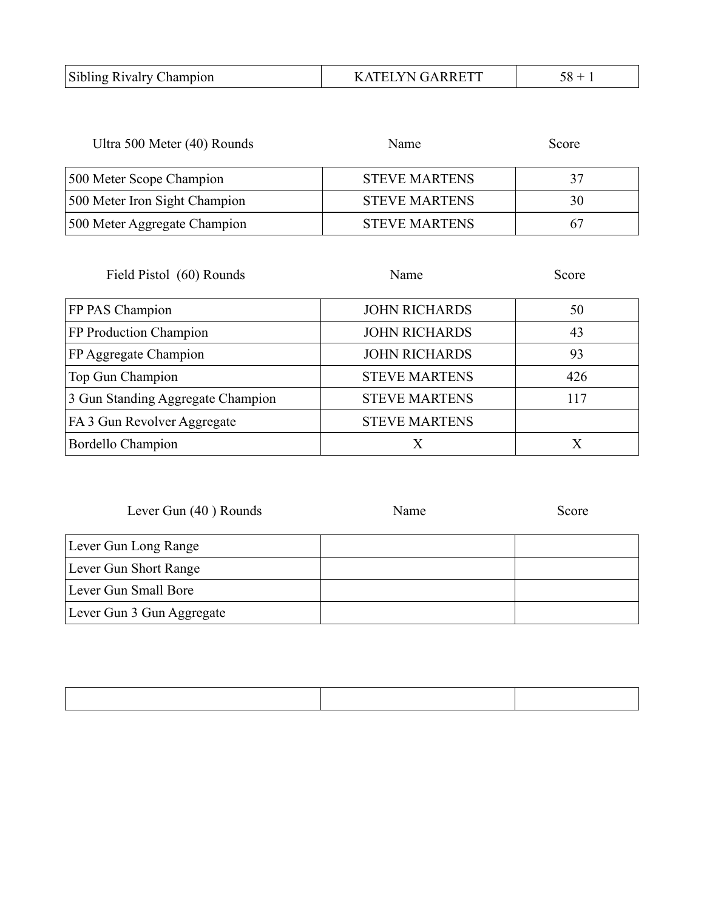| Sibling Rivalry Champion | KATELYN GARRETT | 58 + 1 |
|---|---|---|

| Ultra 500 Meter (40) Rounds | Name | Score |
|---|---|---|
| 500 Meter Scope Champion | STEVE MARTENS | 37 |
| 500 Meter Iron Sight Champion | STEVE MARTENS | 30 |
| 500 Meter Aggregate Champion | STEVE MARTENS | 67 |

| Field Pistol (60) Rounds | Name | Score |
|---|---|---|
| FP PAS Champion | JOHN RICHARDS | 50 |
| FP Production Champion | JOHN RICHARDS | 43 |
| FP Aggregate Champion | JOHN RICHARDS | 93 |
| Top Gun Champion | STEVE MARTENS | 426 |
| 3 Gun Standing Aggregate Champion | STEVE MARTENS | 117 |
| FA 3 Gun Revolver Aggregate | STEVE MARTENS | |
| Bordello Champion | X | X |

| Lever Gun (40 ) Rounds | Name | Score |
|---|---|---|
| Lever Gun Long Range | | |
| Lever Gun Short Range | | |
| Lever Gun Small Bore | | |
| Lever Gun 3 Gun Aggregate | | |

| | | |
|---|---|---|
| | | |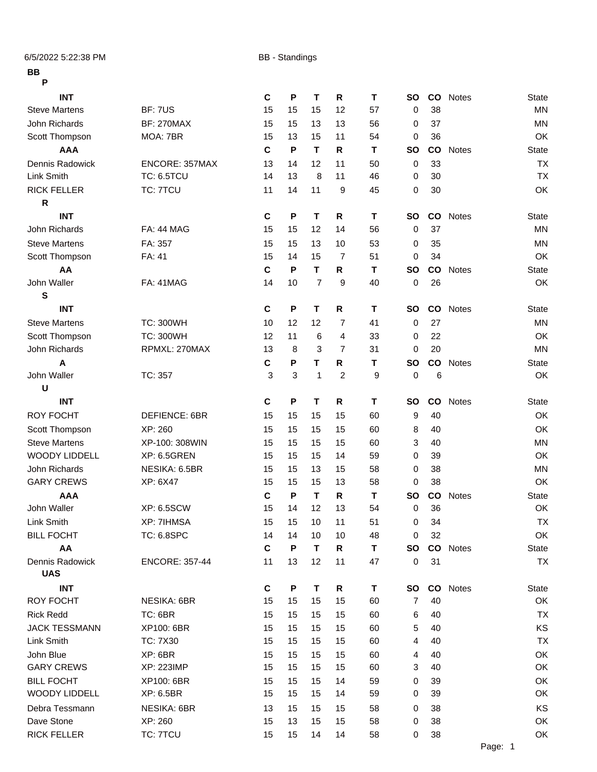6/5/2022 5:22:38 PM BB - Standings

**BB**

**P**

| INT | | C | P | T | R | T | SO | CO | Notes | State |
|---|---|---|---|---|---|---|---|---|---|---|
| Steve Martens | BF: 7US | 15 | 15 | 15 | 12 | 57 | 0 | 38 | | MN |
| John Richards | BF: 270MAX | 15 | 15 | 13 | 13 | 56 | 0 | 37 | | MN |
| Scott Thompson | MOA: 7BR | 15 | 13 | 15 | 11 | 54 | 0 | 36 | | OK |
| **AAA** | | **C** | **P** | **T** | **R** | **T** | **SO** | **CO** | **Notes** | **State** |
| Dennis Radowick | ENCORE: 357MAX | 13 | 14 | 12 | 11 | 50 | 0 | 33 | | TX |
| Link Smith | TC: 6.5TCU | 14 | 13 | 8 | 11 | 46 | 0 | 30 | | TX |
| RICK FELLER | TC: 7TCU | 11 | 14 | 11 | 9 | 45 | 0 | 30 | | OK |

**R**

| INT | | C | P | T | R | T | SO | CO | Notes | State |
|---|---|---|---|---|---|---|---|---|---|---|
| John Richards | FA: 44 MAG | 15 | 15 | 12 | 14 | 56 | 0 | 37 | | MN |
| Steve Martens | FA: 357 | 15 | 15 | 13 | 10 | 53 | 0 | 35 | | MN |
| Scott Thompson | FA: 41 | 15 | 14 | 15 | 7 | 51 | 0 | 34 | | OK |
| **AA** | | **C** | **P** | **T** | **R** | **T** | **SO** | **CO** | **Notes** | **State** |
| John Waller | FA: 41MAG | 14 | 10 | 7 | 9 | 40 | 0 | 26 | | OK |

**S**

| INT | | C | P | T | R | T | SO | CO | Notes | State |
|---|---|---|---|---|---|---|---|---|---|---|
| Steve Martens | TC: 300WH | 10 | 12 | 12 | 7 | 41 | 0 | 27 | | MN |
| Scott Thompson | TC: 300WH | 12 | 11 | 6 | 4 | 33 | 0 | 22 | | OK |
| John Richards | RPMXL: 270MAX | 13 | 8 | 3 | 7 | 31 | 0 | 20 | | MN |
| **A** | | **C** | **P** | **T** | **R** | **T** | **SO** | **CO** | **Notes** | **State** |
| John Waller | TC: 357 | 3 | 3 | 1 | 2 | 9 | 0 | 6 | | OK |

**U**

| INT | | C | P | T | R | T | SO | CO | Notes | State |
|---|---|---|---|---|---|---|---|---|---|---|
| ROY FOCHT | DEFIENCE: 6BR | 15 | 15 | 15 | 15 | 60 | 9 | 40 | | OK |
| Scott Thompson | XP: 260 | 15 | 15 | 15 | 15 | 60 | 8 | 40 | | OK |
| Steve Martens | XP-100: 308WIN | 15 | 15 | 15 | 15 | 60 | 3 | 40 | | MN |
| WOODY LIDDELL | XP: 6.5GREN | 15 | 15 | 15 | 14 | 59 | 0 | 39 | | OK |
| John Richards | NESIKA: 6.5BR | 15 | 15 | 13 | 15 | 58 | 0 | 38 | | MN |
| GARY CREWS | XP: 6X47 | 15 | 15 | 15 | 13 | 58 | 0 | 38 | | OK |
| **AAA** | | **C** | **P** | **T** | **R** | **T** | **SO** | **CO** | **Notes** | **State** |
| John Waller | XP: 6.5SCW | 15 | 14 | 12 | 13 | 54 | 0 | 36 | | OK |
| Link Smith | XP: 7IHMSA | 15 | 15 | 10 | 11 | 51 | 0 | 34 | | TX |
| BILL FOCHT | TC: 6.8SPC | 14 | 14 | 10 | 10 | 48 | 0 | 32 | | OK |
| **AA** | | **C** | **P** | **T** | **R** | **T** | **SO** | **CO** | **Notes** | **State** |
| Dennis Radowick | ENCORE: 357-44 | 11 | 13 | 12 | 11 | 47 | 0 | 31 | | TX |

**UAS**

| INT | | C | P | T | R | T | SO | CO | Notes | State |
|---|---|---|---|---|---|---|---|---|---|---|
| ROY FOCHT | NESIKA: 6BR | 15 | 15 | 15 | 15 | 60 | 7 | 40 | | OK |
| Rick Redd | TC: 6BR | 15 | 15 | 15 | 15 | 60 | 6 | 40 | | TX |
| JACK TESSMANN | XP100: 6BR | 15 | 15 | 15 | 15 | 60 | 5 | 40 | | KS |
| Link Smith | TC: 7X30 | 15 | 15 | 15 | 15 | 60 | 4 | 40 | | TX |
| John Blue | XP: 6BR | 15 | 15 | 15 | 15 | 60 | 4 | 40 | | OK |
| GARY CREWS | XP: 223IMP | 15 | 15 | 15 | 15 | 60 | 3 | 40 | | OK |
| BILL FOCHT | XP100: 6BR | 15 | 15 | 15 | 14 | 59 | 0 | 39 | | OK |
| WOODY LIDDELL | XP: 6.5BR | 15 | 15 | 15 | 14 | 59 | 0 | 39 | | OK |
| Debra Tessmann | NESIKA: 6BR | 13 | 15 | 15 | 15 | 58 | 0 | 38 | | KS |
| Dave Stone | XP: 260 | 15 | 13 | 15 | 15 | 58 | 0 | 38 | | OK |
| RICK FELLER | TC: 7TCU | 15 | 15 | 14 | 14 | 58 | 0 | 38 | | OK |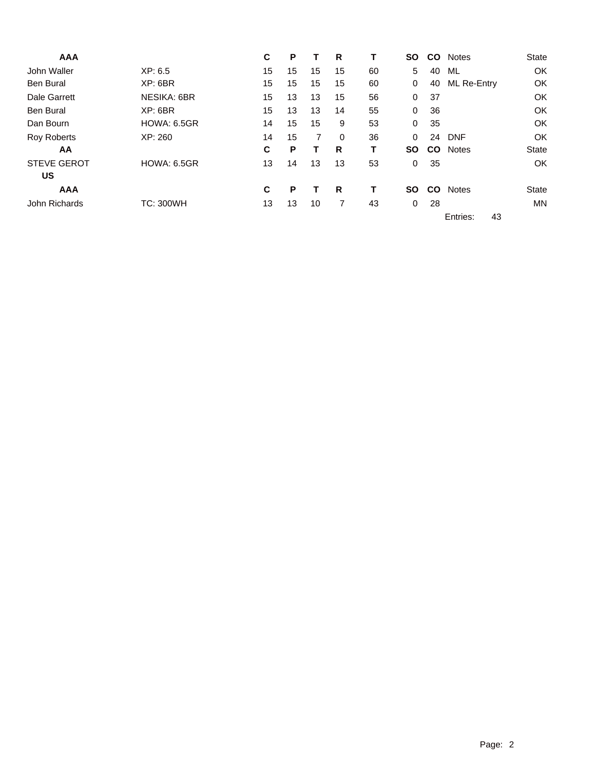| AAA | | C | P | T | R | T | SO | CO | Notes | State |
|---|---|---|---|---|---|---|---|---|---|---|
| John Waller | XP: 6.5 | 15 | 15 | 15 | 15 | 60 | 5 | 40 | ML | OK |
| Ben Bural | XP: 6BR | 15 | 15 | 15 | 15 | 60 | 0 | 40 | ML Re-Entry | OK |
| Dale Garrett | NESIKA: 6BR | 15 | 13 | 13 | 15 | 56 | 0 | 37 | | OK |
| Ben Bural | XP: 6BR | 15 | 13 | 13 | 14 | 55 | 0 | 36 | | OK |
| Dan Bourn | HOWA: 6.5GR | 14 | 15 | 15 | 9 | 53 | 0 | 35 | | OK |
| Roy Roberts | XP: 260 | 14 | 15 | 7 | 0 | 36 | 0 | 24 | DNF | OK |
| **AA** | | **C** | **P** | **T** | **R** | **T** | **SO** | **CO** | Notes | State |
| STEVE GEROT | HOWA: 6.5GR | 13 | 14 | 13 | 13 | 53 | 0 | 35 | | OK |

**US**

| AAA | | C | P | T | R | T | SO | CO | Notes | State |
|---|---|---|---|---|---|---|---|---|---|---|
| John Richards | TC: 300WH | 13 | 13 | 10 | 7 | 43 | 0 | 28 | | MN |

Entries: 43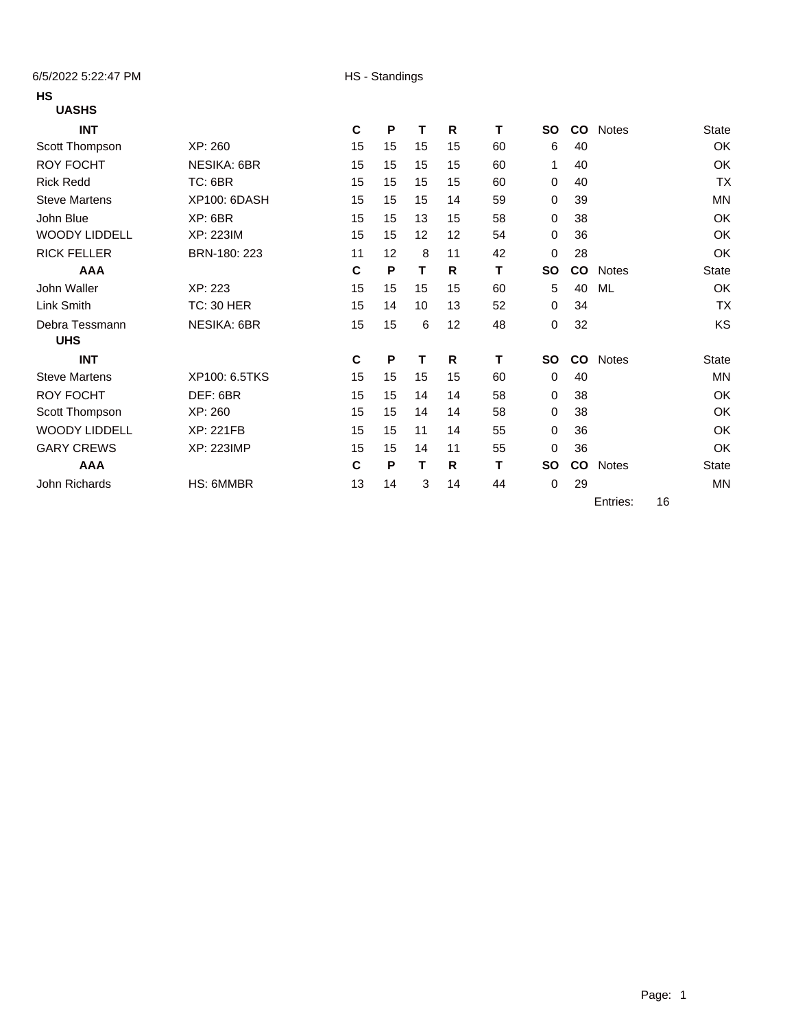6/5/2022 5:22:47 PM — HS - Standings

## HS

### UASHS

| INT | | C | P | T | R | T | SO | CO | Notes | State |
|---|---|---|---|---|---|---|---|---|---|---|
| Scott Thompson | XP: 260 | 15 | 15 | 15 | 15 | 60 | 6 | 40 | | OK |
| ROY FOCHT | NESIKA: 6BR | 15 | 15 | 15 | 15 | 60 | 1 | 40 | | OK |
| Rick Redd | TC: 6BR | 15 | 15 | 15 | 15 | 60 | 0 | 40 | | TX |
| Steve Martens | XP100: 6DASH | 15 | 15 | 15 | 14 | 59 | 0 | 39 | | MN |
| John Blue | XP: 6BR | 15 | 15 | 13 | 15 | 58 | 0 | 38 | | OK |
| WOODY LIDDELL | XP: 223IM | 15 | 15 | 12 | 12 | 54 | 0 | 36 | | OK |
| RICK FELLER | BRN-180: 223 | 11 | 12 | 8 | 11 | 42 | 0 | 28 | | OK |
| **AAA** | | **C** | **P** | **T** | **R** | **T** | **SO** | **CO** | **Notes** | **State** |
| John Waller | XP: 223 | 15 | 15 | 15 | 15 | 60 | 5 | 40 | ML | OK |
| Link Smith | TC: 30 HER | 15 | 14 | 10 | 13 | 52 | 0 | 34 | | TX |
| Debra Tessmann | NESIKA: 6BR | 15 | 15 | 6 | 12 | 48 | 0 | 32 | | KS |

### UHS

| INT | | C | P | T | R | T | SO | CO | Notes | State |
|---|---|---|---|---|---|---|---|---|---|---|
| Steve Martens | XP100: 6.5TKS | 15 | 15 | 15 | 15 | 60 | 0 | 40 | | MN |
| ROY FOCHT | DEF: 6BR | 15 | 15 | 14 | 14 | 58 | 0 | 38 | | OK |
| Scott Thompson | XP: 260 | 15 | 15 | 14 | 14 | 58 | 0 | 38 | | OK |
| WOODY LIDDELL | XP: 221FB | 15 | 15 | 11 | 14 | 55 | 0 | 36 | | OK |
| GARY CREWS | XP: 223IMP | 15 | 15 | 14 | 11 | 55 | 0 | 36 | | OK |
| **AAA** | | **C** | **P** | **T** | **R** | **T** | **SO** | **CO** | **Notes** | **State** |
| John Richards | HS: 6MMBR | 13 | 14 | 3 | 14 | 44 | 0 | 29 | | MN |

Entries: 16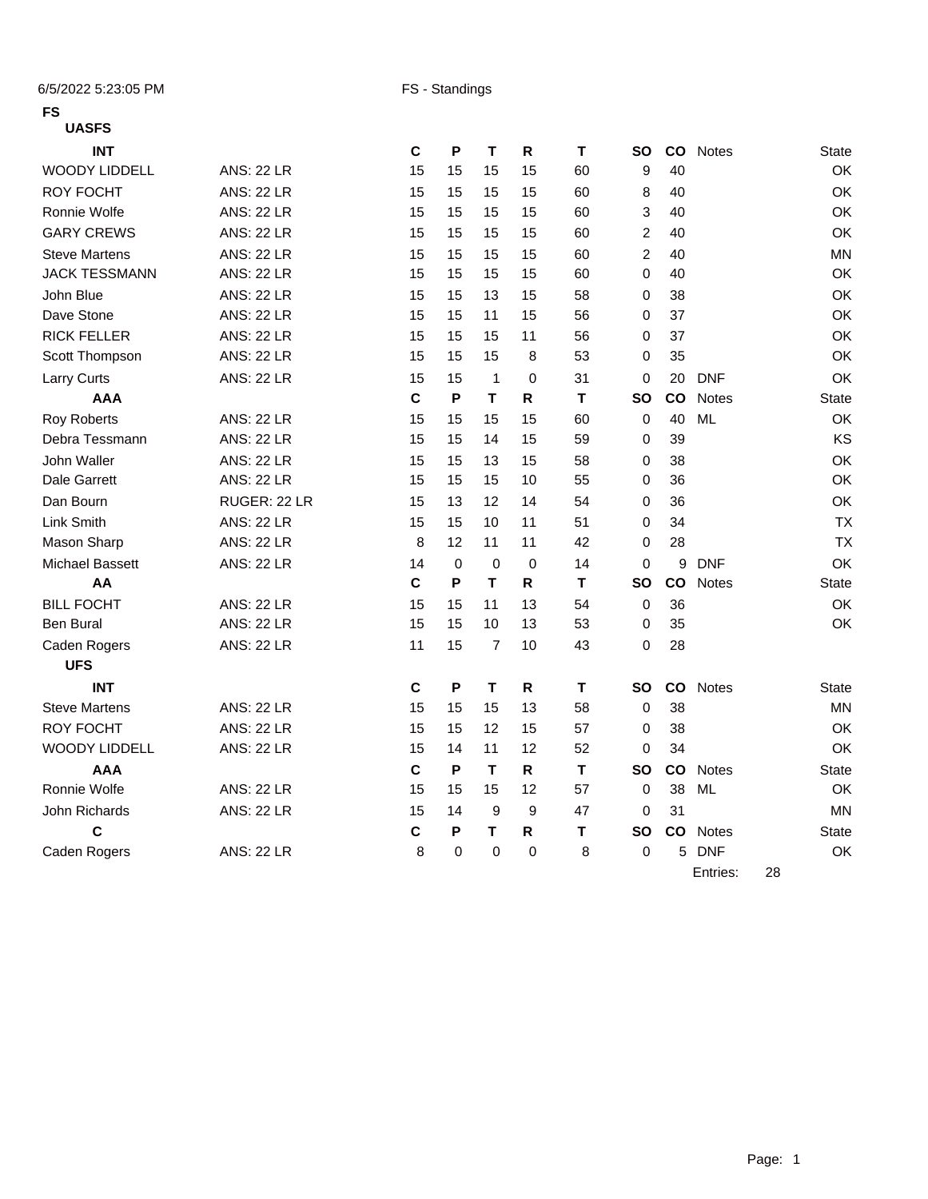6/5/2022 5:23:05 PM FS - Standings

# FS

## UASFS

| INT | | C | P | T | R | T | SO | CO | Notes | State |
|---|---|---|---|---|---|---|---|---|---|---|
| WOODY LIDDELL | ANS: 22 LR | 15 | 15 | 15 | 15 | 60 | 9 | 40 | | OK |
| ROY FOCHT | ANS: 22 LR | 15 | 15 | 15 | 15 | 60 | 8 | 40 | | OK |
| Ronnie Wolfe | ANS: 22 LR | 15 | 15 | 15 | 15 | 60 | 3 | 40 | | OK |
| GARY CREWS | ANS: 22 LR | 15 | 15 | 15 | 15 | 60 | 2 | 40 | | OK |
| Steve Martens | ANS: 22 LR | 15 | 15 | 15 | 15 | 60 | 2 | 40 | | MN |
| JACK TESSMANN | ANS: 22 LR | 15 | 15 | 15 | 15 | 60 | 0 | 40 | | OK |
| John Blue | ANS: 22 LR | 15 | 15 | 13 | 15 | 58 | 0 | 38 | | OK |
| Dave Stone | ANS: 22 LR | 15 | 15 | 11 | 15 | 56 | 0 | 37 | | OK |
| RICK FELLER | ANS: 22 LR | 15 | 15 | 15 | 11 | 56 | 0 | 37 | | OK |
| Scott Thompson | ANS: 22 LR | 15 | 15 | 15 | 8 | 53 | 0 | 35 | | OK |
| Larry Curts | ANS: 22 LR | 15 | 15 | 1 | 0 | 31 | 0 | 20 | DNF | OK |
| **AAA** | | **C** | **P** | **T** | **R** | **T** | **SO** | **CO** | **Notes** | **State** |
| Roy Roberts | ANS: 22 LR | 15 | 15 | 15 | 15 | 60 | 0 | 40 | ML | OK |
| Debra Tessmann | ANS: 22 LR | 15 | 15 | 14 | 15 | 59 | 0 | 39 | | KS |
| John Waller | ANS: 22 LR | 15 | 15 | 13 | 15 | 58 | 0 | 38 | | OK |
| Dale Garrett | ANS: 22 LR | 15 | 15 | 15 | 10 | 55 | 0 | 36 | | OK |
| Dan Bourn | RUGER: 22 LR | 15 | 13 | 12 | 14 | 54 | 0 | 36 | | OK |
| Link Smith | ANS: 22 LR | 15 | 15 | 10 | 11 | 51 | 0 | 34 | | TX |
| Mason Sharp | ANS: 22 LR | 8 | 12 | 11 | 11 | 42 | 0 | 28 | | TX |
| Michael Bassett | ANS: 22 LR | 14 | 0 | 0 | 0 | 14 | 0 | 9 | DNF | OK |
| **AA** | | **C** | **P** | **T** | **R** | **T** | **SO** | **CO** | **Notes** | **State** |
| BILL FOCHT | ANS: 22 LR | 15 | 15 | 11 | 13 | 54 | 0 | 36 | | OK |
| Ben Bural | ANS: 22 LR | 15 | 15 | 10 | 13 | 53 | 0 | 35 | | OK |
| Caden Rogers | ANS: 22 LR | 11 | 15 | 7 | 10 | 43 | 0 | 28 | | |

## UFS

| INT | | C | P | T | R | T | SO | CO | Notes | State |
|---|---|---|---|---|---|---|---|---|---|---|
| Steve Martens | ANS: 22 LR | 15 | 15 | 15 | 13 | 58 | 0 | 38 | | MN |
| ROY FOCHT | ANS: 22 LR | 15 | 15 | 12 | 15 | 57 | 0 | 38 | | OK |
| WOODY LIDDELL | ANS: 22 LR | 15 | 14 | 11 | 12 | 52 | 0 | 34 | | OK |
| **AAA** | | **C** | **P** | **T** | **R** | **T** | **SO** | **CO** | **Notes** | **State** |
| Ronnie Wolfe | ANS: 22 LR | 15 | 15 | 15 | 12 | 57 | 0 | 38 | ML | OK |
| John Richards | ANS: 22 LR | 15 | 14 | 9 | 9 | 47 | 0 | 31 | | MN |
| **C** | | **C** | **P** | **T** | **R** | **T** | **SO** | **CO** | **Notes** | **State** |
| Caden Rogers | ANS: 22 LR | 8 | 0 | 0 | 0 | 8 | 0 | 5 | DNF | OK |

Entries: 28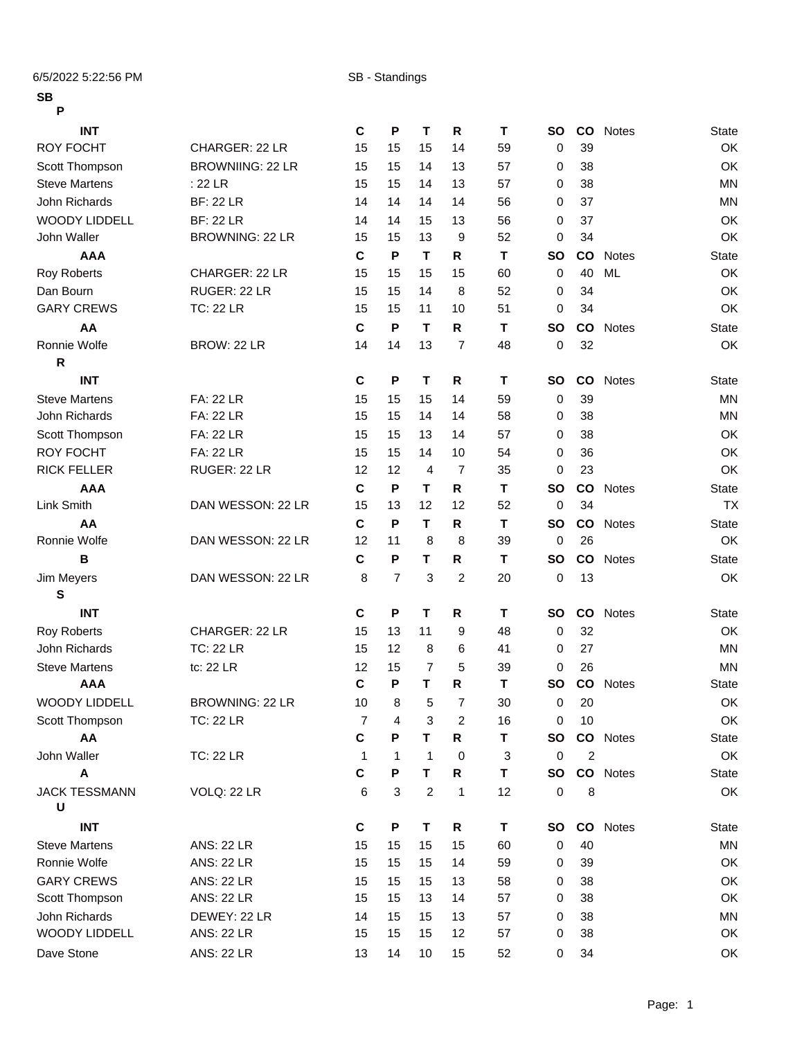6/5/2022 5:22:56 PM SB - Standings

**SB**

**P**

| INT | | C | P | T | R | T | SO | CO | Notes | State |
|---|---|---|---|---|---|---|---|---|---|---|
| ROY FOCHT | CHARGER: 22 LR | 15 | 15 | 15 | 14 | 59 | 0 | 39 | | OK |
| Scott Thompson | BROWNIING: 22 LR | 15 | 15 | 14 | 13 | 57 | 0 | 38 | | OK |
| Steve Martens | : 22 LR | 15 | 15 | 14 | 13 | 57 | 0 | 38 | | MN |
| John Richards | BF: 22 LR | 14 | 14 | 14 | 14 | 56 | 0 | 37 | | MN |
| WOODY LIDDELL | BF: 22 LR | 14 | 14 | 15 | 13 | 56 | 0 | 37 | | OK |
| John Waller | BROWNING: 22 LR | 15 | 15 | 13 | 9 | 52 | 0 | 34 | | OK |
| **AAA** | | **C** | **P** | **T** | **R** | **T** | **SO** | **CO** | Notes | State |
| Roy Roberts | CHARGER: 22 LR | 15 | 15 | 15 | 15 | 60 | 0 | 40 | ML | OK |
| Dan Bourn | RUGER: 22 LR | 15 | 15 | 14 | 8 | 52 | 0 | 34 | | OK |
| GARY CREWS | TC: 22 LR | 15 | 15 | 11 | 10 | 51 | 0 | 34 | | OK |
| **AA** | | **C** | **P** | **T** | **R** | **T** | **SO** | **CO** | Notes | State |
| Ronnie Wolfe | BROW: 22 LR | 14 | 14 | 13 | 7 | 48 | 0 | 32 | | OK |

**R**

| INT | | C | P | T | R | T | SO | CO | Notes | State |
|---|---|---|---|---|---|---|---|---|---|---|
| Steve Martens | FA: 22 LR | 15 | 15 | 15 | 14 | 59 | 0 | 39 | | MN |
| John Richards | FA: 22 LR | 15 | 15 | 14 | 14 | 58 | 0 | 38 | | MN |
| Scott Thompson | FA: 22 LR | 15 | 15 | 13 | 14 | 57 | 0 | 38 | | OK |
| ROY FOCHT | FA: 22 LR | 15 | 15 | 14 | 10 | 54 | 0 | 36 | | OK |
| RICK FELLER | RUGER: 22 LR | 12 | 12 | 4 | 7 | 35 | 0 | 23 | | OK |
| **AAA** | | **C** | **P** | **T** | **R** | **T** | **SO** | **CO** | Notes | State |
| Link Smith | DAN WESSON: 22 LR | 15 | 13 | 12 | 12 | 52 | 0 | 34 | | TX |
| **AA** | | **C** | **P** | **T** | **R** | **T** | **SO** | **CO** | Notes | State |
| Ronnie Wolfe | DAN WESSON: 22 LR | 12 | 11 | 8 | 8 | 39 | 0 | 26 | | OK |
| **B** | | **C** | **P** | **T** | **R** | **T** | **SO** | **CO** | Notes | State |
| Jim Meyers | DAN WESSON: 22 LR | 8 | 7 | 3 | 2 | 20 | 0 | 13 | | OK |

**S**

| INT | | C | P | T | R | T | SO | CO | Notes | State |
|---|---|---|---|---|---|---|---|---|---|---|
| Roy Roberts | CHARGER: 22 LR | 15 | 13 | 11 | 9 | 48 | 0 | 32 | | OK |
| John Richards | TC: 22 LR | 15 | 12 | 8 | 6 | 41 | 0 | 27 | | MN |
| Steve Martens | tc: 22 LR | 12 | 15 | 7 | 5 | 39 | 0 | 26 | | MN |
| **AAA** | | **C** | **P** | **T** | **R** | **T** | **SO** | **CO** | Notes | State |
| WOODY LIDDELL | BROWNING: 22 LR | 10 | 8 | 5 | 7 | 30 | 0 | 20 | | OK |
| Scott Thompson | TC: 22 LR | 7 | 4 | 3 | 2 | 16 | 0 | 10 | | OK |
| **AA** | | **C** | **P** | **T** | **R** | **T** | **SO** | **CO** | Notes | State |
| John Waller | TC: 22 LR | 1 | 1 | 1 | 0 | 3 | 0 | 2 | | OK |
| **A** | | **C** | **P** | **T** | **R** | **T** | **SO** | **CO** | Notes | State |
| JACK TESSMANN | VOLQ: 22 LR | 6 | 3 | 2 | 1 | 12 | 0 | 8 | | OK |

**U**

| INT | | C | P | T | R | T | SO | CO | Notes | State |
|---|---|---|---|---|---|---|---|---|---|---|
| Steve Martens | ANS: 22 LR | 15 | 15 | 15 | 15 | 60 | 0 | 40 | | MN |
| Ronnie Wolfe | ANS: 22 LR | 15 | 15 | 15 | 14 | 59 | 0 | 39 | | OK |
| GARY CREWS | ANS: 22 LR | 15 | 15 | 15 | 13 | 58 | 0 | 38 | | OK |
| Scott Thompson | ANS: 22 LR | 15 | 15 | 13 | 14 | 57 | 0 | 38 | | OK |
| John Richards | DEWEY: 22 LR | 14 | 15 | 15 | 13 | 57 | 0 | 38 | | MN |
| WOODY LIDDELL | ANS: 22 LR | 15 | 15 | 15 | 12 | 57 | 0 | 38 | | OK |
| Dave Stone | ANS: 22 LR | 13 | 14 | 10 | 15 | 52 | 0 | 34 | | OK |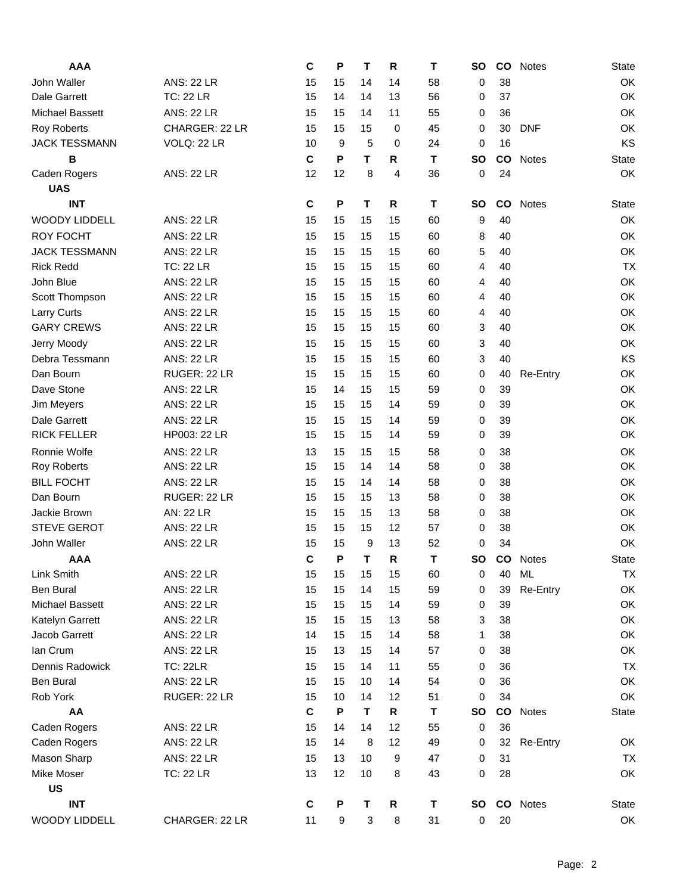| AAA | | C | P | T | R | T | SO | CO | Notes | State |
|---|---|---|---|---|---|---|---|---|---|---|
| John Waller | ANS: 22 LR | 15 | 15 | 14 | 14 | 58 | 0 | 38 | | OK |
| Dale Garrett | TC: 22 LR | 15 | 14 | 14 | 13 | 56 | 0 | 37 | | OK |
| Michael Bassett | ANS: 22 LR | 15 | 15 | 14 | 11 | 55 | 0 | 36 | | OK |
| Roy Roberts | CHARGER: 22 LR | 15 | 15 | 15 | 0 | 45 | 0 | 30 | DNF | OK |
| JACK TESSMANN | VOLQ: 22 LR | 10 | 9 | 5 | 0 | 24 | 0 | 16 | | KS |

| B | | C | P | T | R | T | SO | CO | Notes | State |
|---|---|---|---|---|---|---|---|---|---|---|
| Caden Rogers | ANS: 22 LR | 12 | 12 | 8 | 4 | 36 | 0 | 24 | | OK |

**UAS**

| INT | | C | P | T | R | T | SO | CO | Notes | State |
|---|---|---|---|---|---|---|---|---|---|---|
| WOODY LIDDELL | ANS: 22 LR | 15 | 15 | 15 | 15 | 60 | 9 | 40 | | OK |
| ROY FOCHT | ANS: 22 LR | 15 | 15 | 15 | 15 | 60 | 8 | 40 | | OK |
| JACK TESSMANN | ANS: 22 LR | 15 | 15 | 15 | 15 | 60 | 5 | 40 | | OK |
| Rick Redd | TC: 22 LR | 15 | 15 | 15 | 15 | 60 | 4 | 40 | | TX |
| John Blue | ANS: 22 LR | 15 | 15 | 15 | 15 | 60 | 4 | 40 | | OK |
| Scott Thompson | ANS: 22 LR | 15 | 15 | 15 | 15 | 60 | 4 | 40 | | OK |
| Larry Curts | ANS: 22 LR | 15 | 15 | 15 | 15 | 60 | 4 | 40 | | OK |
| GARY CREWS | ANS: 22 LR | 15 | 15 | 15 | 15 | 60 | 3 | 40 | | OK |
| Jerry Moody | ANS: 22 LR | 15 | 15 | 15 | 15 | 60 | 3 | 40 | | OK |
| Debra Tessmann | ANS: 22 LR | 15 | 15 | 15 | 15 | 60 | 3 | 40 | | KS |
| Dan Bourn | RUGER: 22 LR | 15 | 15 | 15 | 15 | 60 | 0 | 40 | Re-Entry | OK |
| Dave Stone | ANS: 22 LR | 15 | 14 | 15 | 15 | 59 | 0 | 39 | | OK |
| Jim Meyers | ANS: 22 LR | 15 | 15 | 15 | 14 | 59 | 0 | 39 | | OK |
| Dale Garrett | ANS: 22 LR | 15 | 15 | 15 | 14 | 59 | 0 | 39 | | OK |
| RICK FELLER | HP003: 22 LR | 15 | 15 | 15 | 14 | 59 | 0 | 39 | | OK |
| Ronnie Wolfe | ANS: 22 LR | 13 | 15 | 15 | 15 | 58 | 0 | 38 | | OK |
| Roy Roberts | ANS: 22 LR | 15 | 15 | 14 | 14 | 58 | 0 | 38 | | OK |
| BILL FOCHT | ANS: 22 LR | 15 | 15 | 14 | 14 | 58 | 0 | 38 | | OK |
| Dan Bourn | RUGER: 22 LR | 15 | 15 | 15 | 13 | 58 | 0 | 38 | | OK |
| Jackie Brown | AN: 22 LR | 15 | 15 | 15 | 13 | 58 | 0 | 38 | | OK |
| STEVE GEROT | ANS: 22 LR | 15 | 15 | 15 | 12 | 57 | 0 | 38 | | OK |
| John Waller | ANS: 22 LR | 15 | 15 | 9 | 13 | 52 | 0 | 34 | | OK |

| AAA | | C | P | T | R | T | SO | CO | Notes | State |
|---|---|---|---|---|---|---|---|---|---|---|
| Link Smith | ANS: 22 LR | 15 | 15 | 15 | 15 | 60 | 0 | 40 | ML | TX |
| Ben Bural | ANS: 22 LR | 15 | 15 | 14 | 15 | 59 | 0 | 39 | Re-Entry | OK |
| Michael Bassett | ANS: 22 LR | 15 | 15 | 15 | 14 | 59 | 0 | 39 | | OK |
| Katelyn Garrett | ANS: 22 LR | 15 | 15 | 15 | 13 | 58 | 3 | 38 | | OK |
| Jacob Garrett | ANS: 22 LR | 14 | 15 | 15 | 14 | 58 | 1 | 38 | | OK |
| Ian Crum | ANS: 22 LR | 15 | 13 | 15 | 14 | 57 | 0 | 38 | | OK |
| Dennis Radowick | TC: 22LR | 15 | 15 | 14 | 11 | 55 | 0 | 36 | | TX |
| Ben Bural | ANS: 22 LR | 15 | 15 | 10 | 14 | 54 | 0 | 36 | | OK |
| Rob York | RUGER: 22 LR | 15 | 10 | 14 | 12 | 51 | 0 | 34 | | OK |

| AA | | C | P | T | R | T | SO | CO | Notes | State |
|---|---|---|---|---|---|---|---|---|---|---|
| Caden Rogers | ANS: 22 LR | 15 | 14 | 14 | 12 | 55 | 0 | 36 | | |
| Caden Rogers | ANS: 22 LR | 15 | 14 | 8 | 12 | 49 | 0 | 32 | Re-Entry | OK |
| Mason Sharp | ANS: 22 LR | 15 | 13 | 10 | 9 | 47 | 0 | 31 | | TX |
| Mike Moser | TC: 22 LR | 13 | 12 | 10 | 8 | 43 | 0 | 28 | | OK |

**US**

| INT | | C | P | T | R | T | SO | CO | Notes | State |
|---|---|---|---|---|---|---|---|---|---|---|
| WOODY LIDDELL | CHARGER: 22 LR | 11 | 9 | 3 | 8 | 31 | 0 | 20 | | OK |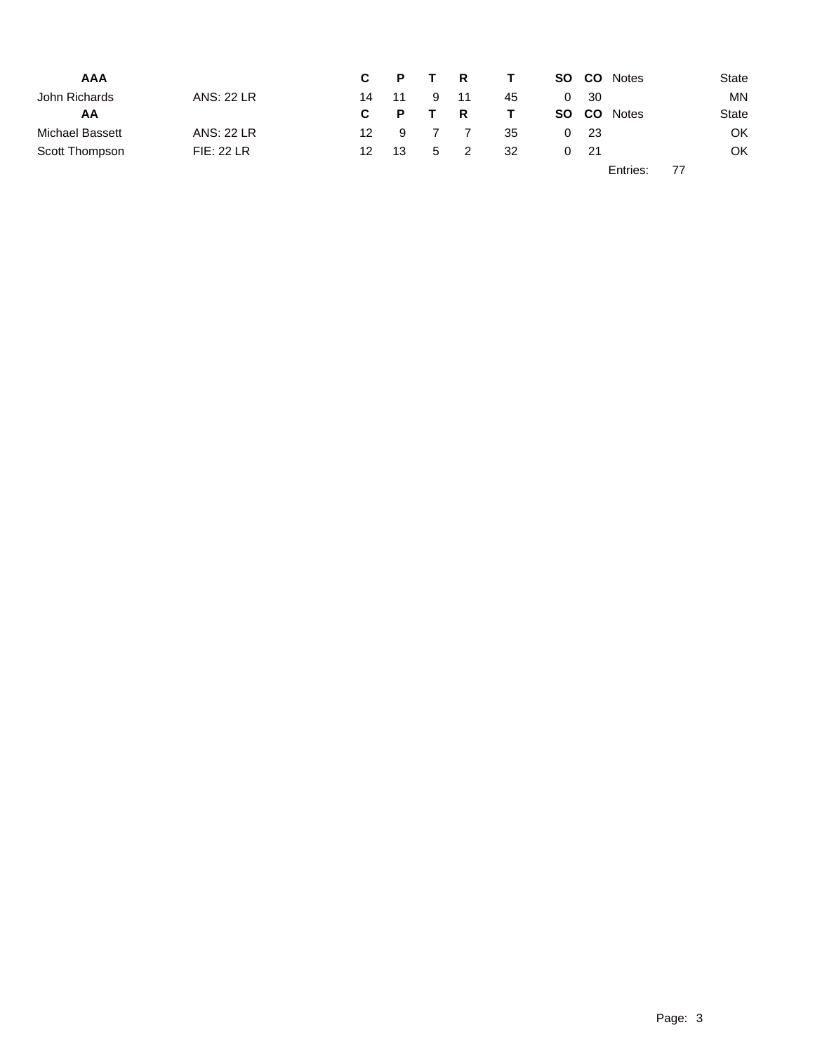| AAA | | C | P | T | R | T | SO | CO | Notes | | State |
|---|---|---|---|---|---|---|---|---|---|---|---|
| John Richards | ANS: 22 LR | 14 | 11 | 9 | 11 | 45 | 0 | 30 | | | MN |
| **AA** | | **C** | **P** | **T** | **R** | **T** | **SO** | **CO** | Notes | | State |
| Michael Bassett | ANS: 22 LR | 12 | 9 | 7 | 7 | 35 | 0 | 23 | | | OK |
| Scott Thompson | FIE: 22 LR | 12 | 13 | 5 | 2 | 32 | 0 | 21 | | | OK |
| | | | | | | | | | Entries: | 77 | |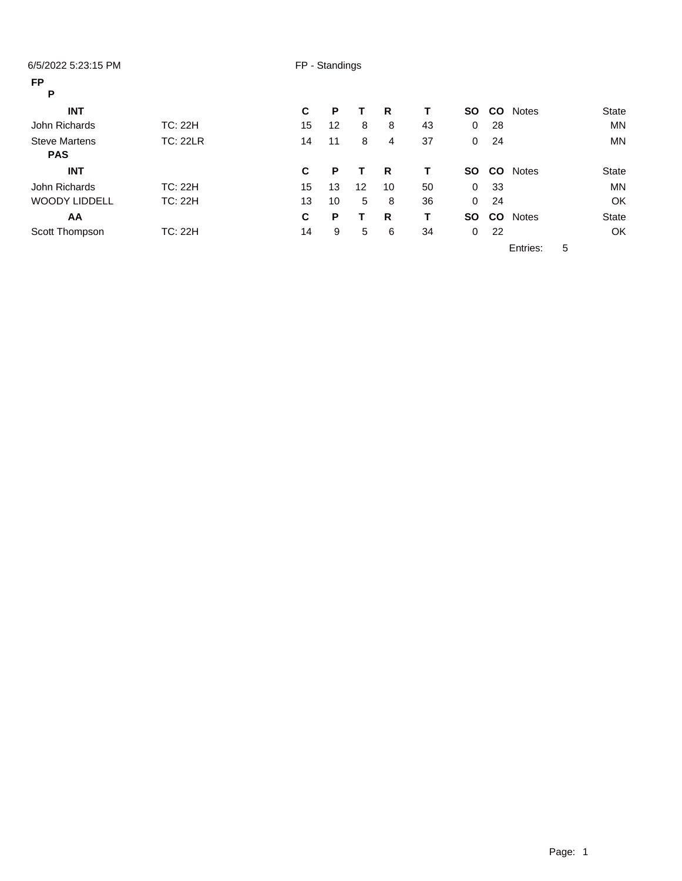6/5/2022 5:23:15 PM FP - Standings

**FP**

**P**

| **INT** | | **C** | **P** | **T** | **R** | **T** | **SO** | **CO** | Notes | State |
|---|---|---|---|---|---|---|---|---|---|---|
| John Richards | TC: 22H | 15 | 12 | 8 | 8 | 43 | 0 | 28 | | MN |
| Steve Martens | TC: 22LR | 14 | 11 | 8 | 4 | 37 | 0 | 24 | | MN |

**PAS**

| **INT** | | **C** | **P** | **T** | **R** | **T** | **SO** | **CO** | Notes | State |
|---|---|---|---|---|---|---|---|---|---|---|
| John Richards | TC: 22H | 15 | 13 | 12 | 10 | 50 | 0 | 33 | | MN |
| WOODY LIDDELL | TC: 22H | 13 | 10 | 5 | 8 | 36 | 0 | 24 | | OK |

| **AA** | | **C** | **P** | **T** | **R** | **T** | **SO** | **CO** | Notes | State |
|---|---|---|---|---|---|---|---|---|---|---|
| Scott Thompson | TC: 22H | 14 | 9 | 5 | 6 | 34 | 0 | 22 | | OK |

Entries: 5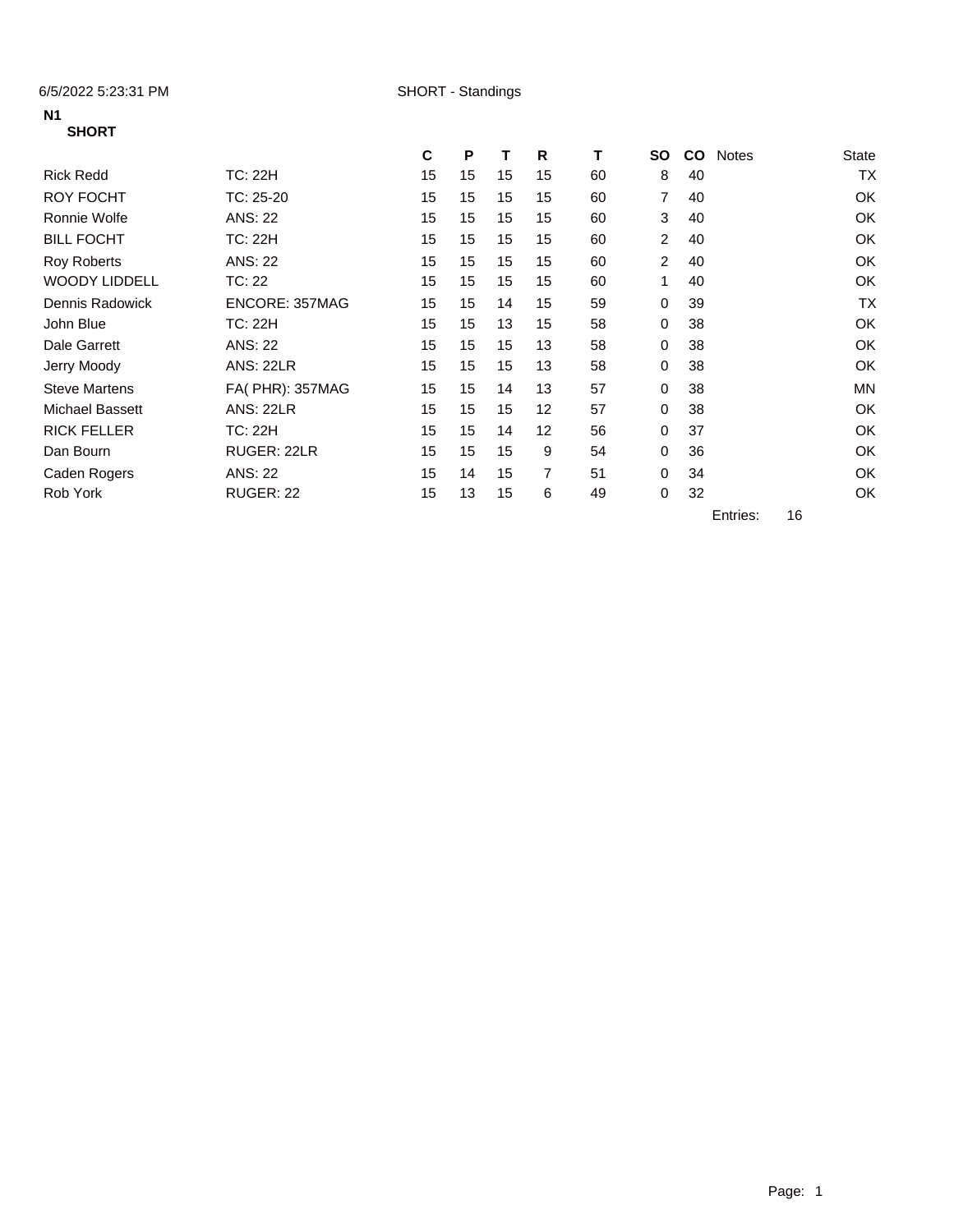6/5/2022 5:23:31 PM SHORT - Standings

**N1**

**SHORT**

| | | C | P | T | R | T | SO | CO | Notes | State |
|---|---|---|---|---|---|---|---|---|---|---|
| Rick Redd | TC: 22H | 15 | 15 | 15 | 15 | 60 | 8 | 40 | | TX |
| ROY FOCHT | TC: 25-20 | 15 | 15 | 15 | 15 | 60 | 7 | 40 | | OK |
| Ronnie Wolfe | ANS: 22 | 15 | 15 | 15 | 15 | 60 | 3 | 40 | | OK |
| BILL FOCHT | TC: 22H | 15 | 15 | 15 | 15 | 60 | 2 | 40 | | OK |
| Roy Roberts | ANS: 22 | 15 | 15 | 15 | 15 | 60 | 2 | 40 | | OK |
| WOODY LIDDELL | TC: 22 | 15 | 15 | 15 | 15 | 60 | 1 | 40 | | OK |
| Dennis Radowick | ENCORE: 357MAG | 15 | 15 | 14 | 15 | 59 | 0 | 39 | | TX |
| John Blue | TC: 22H | 15 | 15 | 13 | 15 | 58 | 0 | 38 | | OK |
| Dale Garrett | ANS: 22 | 15 | 15 | 15 | 13 | 58 | 0 | 38 | | OK |
| Jerry Moody | ANS: 22LR | 15 | 15 | 15 | 13 | 58 | 0 | 38 | | OK |
| Steve Martens | FA( PHR): 357MAG | 15 | 15 | 14 | 13 | 57 | 0 | 38 | | MN |
| Michael Bassett | ANS: 22LR | 15 | 15 | 15 | 12 | 57 | 0 | 38 | | OK |
| RICK FELLER | TC: 22H | 15 | 15 | 14 | 12 | 56 | 0 | 37 | | OK |
| Dan Bourn | RUGER: 22LR | 15 | 15 | 15 | 9 | 54 | 0 | 36 | | OK |
| Caden Rogers | ANS: 22 | 15 | 14 | 15 | 7 | 51 | 0 | 34 | | OK |
| Rob York | RUGER: 22 | 15 | 13 | 15 | 6 | 49 | 0 | 32 | | OK |

Entries: 16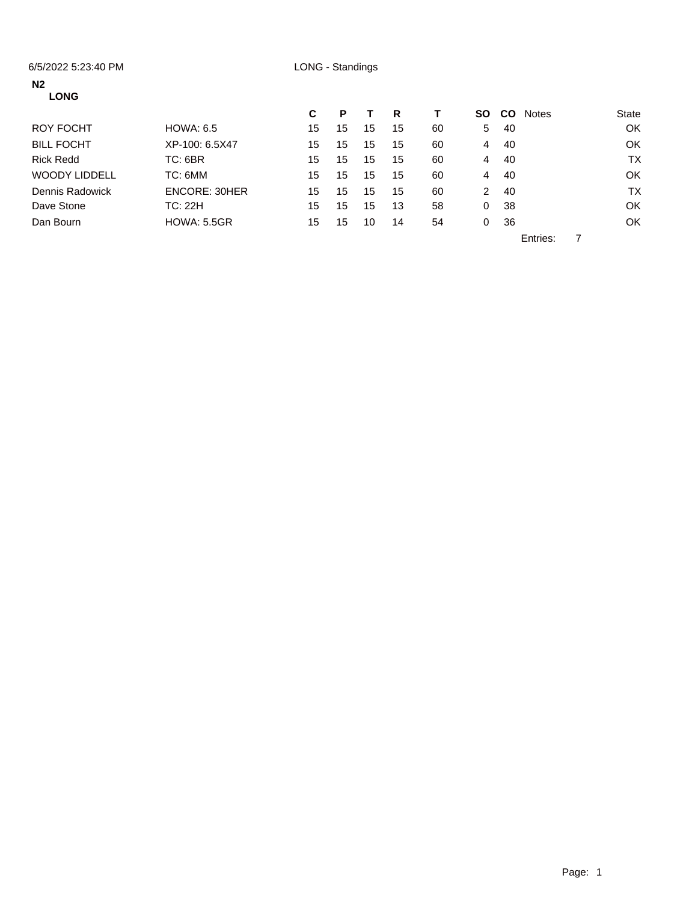6/5/2022 5:23:40 PM LONG - Standings

**N2**
**LONG**

| | | C | P | T | R | T | SO | CO | Notes | State |
|---|---|---|---|---|---|---|---|---|---|---|
| ROY FOCHT | HOWA: 6.5 | 15 | 15 | 15 | 15 | 60 | 5 | 40 | | OK |
| BILL FOCHT | XP-100: 6.5X47 | 15 | 15 | 15 | 15 | 60 | 4 | 40 | | OK |
| Rick Redd | TC: 6BR | 15 | 15 | 15 | 15 | 60 | 4 | 40 | | TX |
| WOODY LIDDELL | TC: 6MM | 15 | 15 | 15 | 15 | 60 | 4 | 40 | | OK |
| Dennis Radowick | ENCORE: 30HER | 15 | 15 | 15 | 15 | 60 | 2 | 40 | | TX |
| Dave Stone | TC: 22H | 15 | 15 | 15 | 13 | 58 | 0 | 38 | | OK |
| Dan Bourn | HOWA: 5.5GR | 15 | 15 | 10 | 14 | 54 | 0 | 36 | | OK |

Entries: 7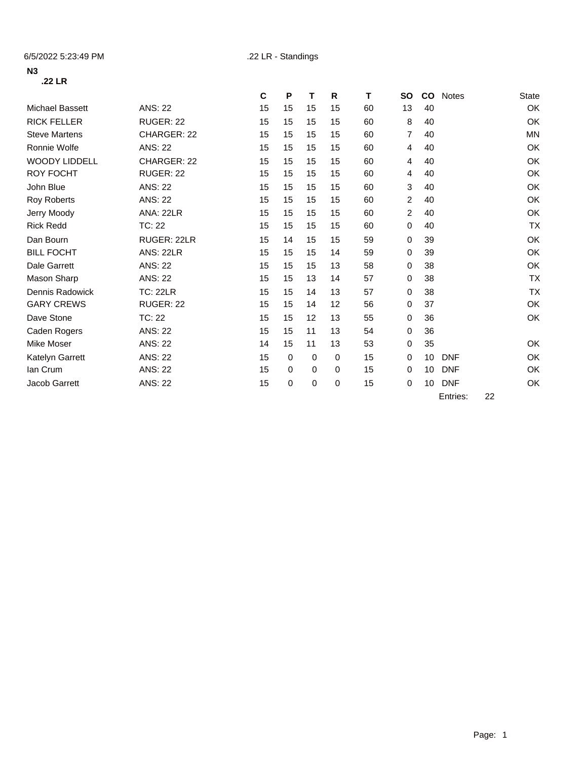6/5/2022 5:23:49 PM .22 LR - Standings

**N3**

**.22 LR**

| | | C | P | T | R | T | SO | CO | Notes | State |
|---|---|---|---|---|---|---|---|---|---|---|
| Michael Bassett | ANS: 22 | 15 | 15 | 15 | 15 | 60 | 13 | 40 | | OK |
| RICK FELLER | RUGER: 22 | 15 | 15 | 15 | 15 | 60 | 8 | 40 | | OK |
| Steve Martens | CHARGER: 22 | 15 | 15 | 15 | 15 | 60 | 7 | 40 | | MN |
| Ronnie Wolfe | ANS: 22 | 15 | 15 | 15 | 15 | 60 | 4 | 40 | | OK |
| WOODY LIDDELL | CHARGER: 22 | 15 | 15 | 15 | 15 | 60 | 4 | 40 | | OK |
| ROY FOCHT | RUGER: 22 | 15 | 15 | 15 | 15 | 60 | 4 | 40 | | OK |
| John Blue | ANS: 22 | 15 | 15 | 15 | 15 | 60 | 3 | 40 | | OK |
| Roy Roberts | ANS: 22 | 15 | 15 | 15 | 15 | 60 | 2 | 40 | | OK |
| Jerry Moody | ANA: 22LR | 15 | 15 | 15 | 15 | 60 | 2 | 40 | | OK |
| Rick Redd | TC: 22 | 15 | 15 | 15 | 15 | 60 | 0 | 40 | | TX |
| Dan Bourn | RUGER: 22LR | 15 | 14 | 15 | 15 | 59 | 0 | 39 | | OK |
| BILL FOCHT | ANS: 22LR | 15 | 15 | 15 | 14 | 59 | 0 | 39 | | OK |
| Dale Garrett | ANS: 22 | 15 | 15 | 15 | 13 | 58 | 0 | 38 | | OK |
| Mason Sharp | ANS: 22 | 15 | 15 | 13 | 14 | 57 | 0 | 38 | | TX |
| Dennis Radowick | TC: 22LR | 15 | 15 | 14 | 13 | 57 | 0 | 38 | | TX |
| GARY CREWS | RUGER: 22 | 15 | 15 | 14 | 12 | 56 | 0 | 37 | | OK |
| Dave Stone | TC: 22 | 15 | 15 | 12 | 13 | 55 | 0 | 36 | | OK |
| Caden Rogers | ANS: 22 | 15 | 15 | 11 | 13 | 54 | 0 | 36 | | |
| Mike Moser | ANS: 22 | 14 | 15 | 11 | 13 | 53 | 0 | 35 | | OK |
| Katelyn Garrett | ANS: 22 | 15 | 0 | 0 | 0 | 15 | 0 | 10 | DNF | OK |
| Ian Crum | ANS: 22 | 15 | 0 | 0 | 0 | 15 | 0 | 10 | DNF | OK |
| Jacob Garrett | ANS: 22 | 15 | 0 | 0 | 0 | 15 | 0 | 10 | DNF | OK |

Entries: 22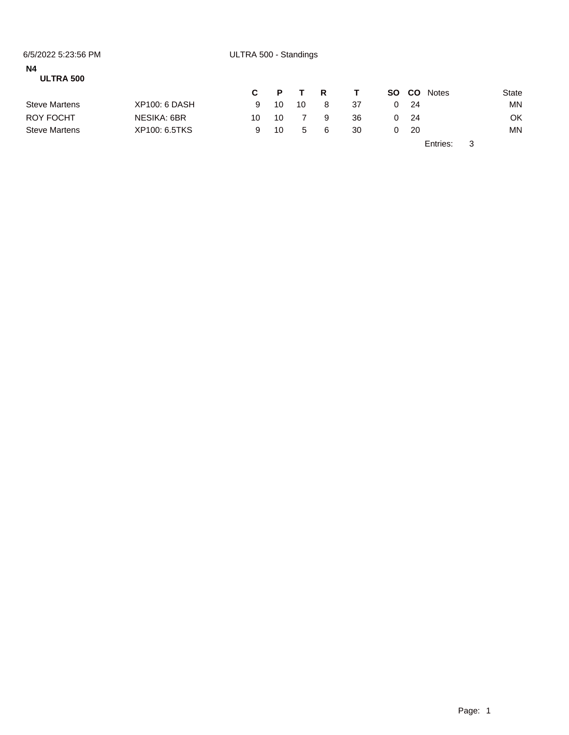6/5/2022 5:23:56 PM ULTRA 500 - Standings

**N4**

**ULTRA 500**

| | | C | P | T | R | T | SO | CO | Notes | State |
|---|---|---|---|---|---|---|---|---|---|---|
| Steve Martens | XP100: 6 DASH | 9 | 10 | 10 | 8 | 37 | 0 | 24 | | MN |
| ROY FOCHT | NESIKA: 6BR | 10 | 10 | 7 | 9 | 36 | 0 | 24 | | OK |
| Steve Martens | XP100: 6.5TKS | 9 | 10 | 5 | 6 | 30 | 0 | 20 | | MN |

Entries: 3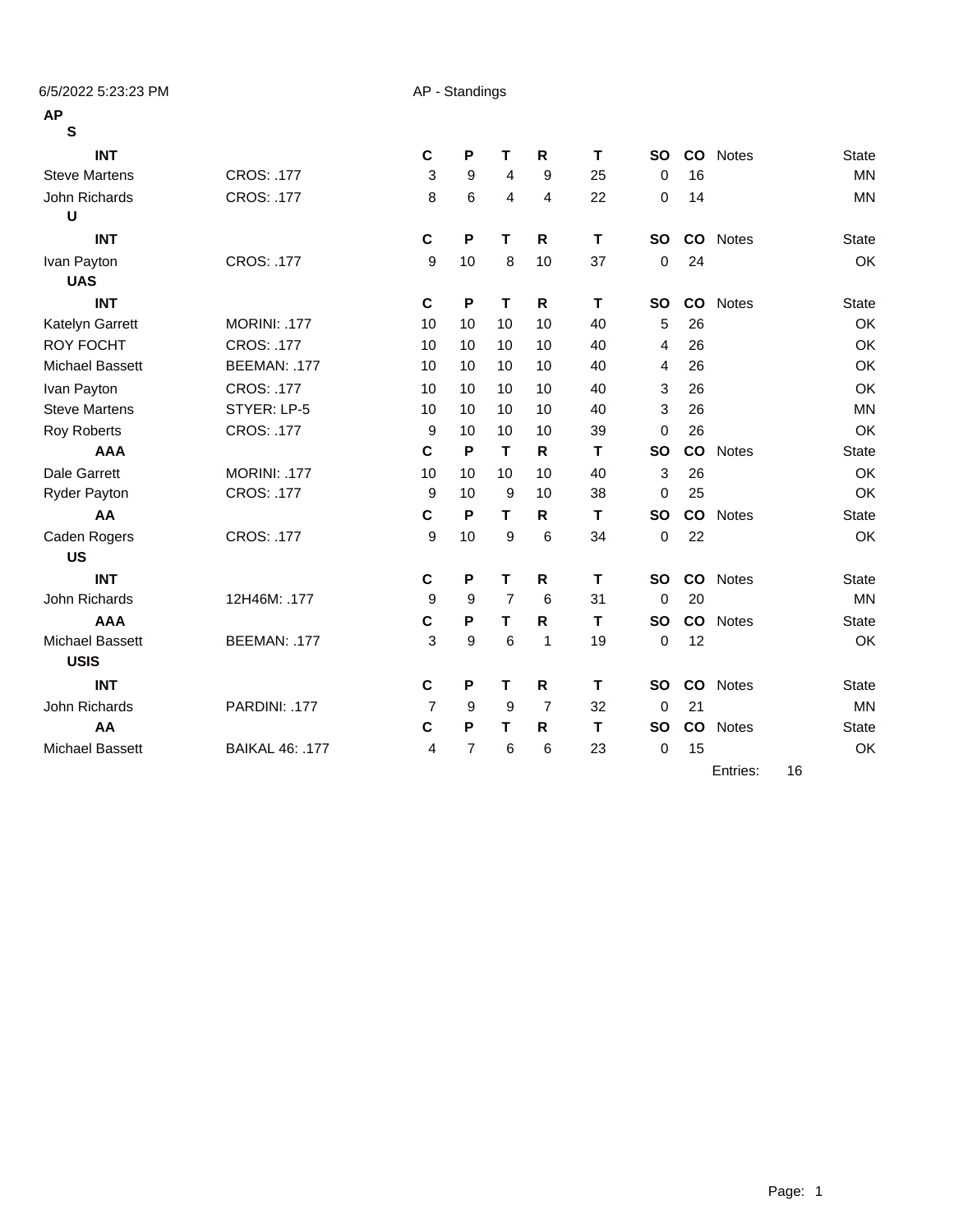6/5/2022 5:23:23 PM

AP - Standings

**AP**

**S**

| INT | | C | P | T | R | T | SO | CO | Notes | State |
|---|---|---|---|---|---|---|---|---|---|---|
| Steve Martens | CROS: .177 | 3 | 9 | 4 | 9 | 25 | 0 | 16 | | MN |
| John Richards | CROS: .177 | 8 | 6 | 4 | 4 | 22 | 0 | 14 | | MN |

**U**

| INT | | C | P | T | R | T | SO | CO | Notes | State |
|---|---|---|---|---|---|---|---|---|---|---|
| Ivan Payton | CROS: .177 | 9 | 10 | 8 | 10 | 37 | 0 | 24 | | OK |

**UAS**

| INT | | C | P | T | R | T | SO | CO | Notes | State |
|---|---|---|---|---|---|---|---|---|---|---|
| Katelyn Garrett | MORINI: .177 | 10 | 10 | 10 | 10 | 40 | 5 | 26 | | OK |
| ROY FOCHT | CROS: .177 | 10 | 10 | 10 | 10 | 40 | 4 | 26 | | OK |
| Michael Bassett | BEEMAN: .177 | 10 | 10 | 10 | 10 | 40 | 4 | 26 | | OK |
| Ivan Payton | CROS: .177 | 10 | 10 | 10 | 10 | 40 | 3 | 26 | | OK |
| Steve Martens | STYER: LP-5 | 10 | 10 | 10 | 10 | 40 | 3 | 26 | | MN |
| Roy Roberts | CROS: .177 | 9 | 10 | 10 | 10 | 39 | 0 | 26 | | OK |
| **AAA** | | **C** | **P** | **T** | **R** | **T** | **SO** | **CO** | **Notes** | **State** |
| Dale Garrett | MORINI: .177 | 10 | 10 | 10 | 10 | 40 | 3 | 26 | | OK |
| Ryder Payton | CROS: .177 | 9 | 10 | 9 | 10 | 38 | 0 | 25 | | OK |
| **AA** | | **C** | **P** | **T** | **R** | **T** | **SO** | **CO** | **Notes** | **State** |
| Caden Rogers | CROS: .177 | 9 | 10 | 9 | 6 | 34 | 0 | 22 | | OK |

**US**

| INT | | C | P | T | R | T | SO | CO | Notes | State |
|---|---|---|---|---|---|---|---|---|---|---|
| John Richards | 12H46M: .177 | 9 | 9 | 7 | 6 | 31 | 0 | 20 | | MN |
| **AAA** | | **C** | **P** | **T** | **R** | **T** | **SO** | **CO** | **Notes** | **State** |
| Michael Bassett | BEEMAN: .177 | 3 | 9 | 6 | 1 | 19 | 0 | 12 | | OK |

**USIS**

| INT | | C | P | T | R | T | SO | CO | Notes | State |
|---|---|---|---|---|---|---|---|---|---|---|
| John Richards | PARDINI: .177 | 7 | 9 | 9 | 7 | 32 | 0 | 21 | | MN |
| **AA** | | **C** | **P** | **T** | **R** | **T** | **SO** | **CO** | **Notes** | **State** |
| Michael Bassett | BAIKAL 46: .177 | 4 | 7 | 6 | 6 | 23 | 0 | 15 | | OK |

Entries: 16